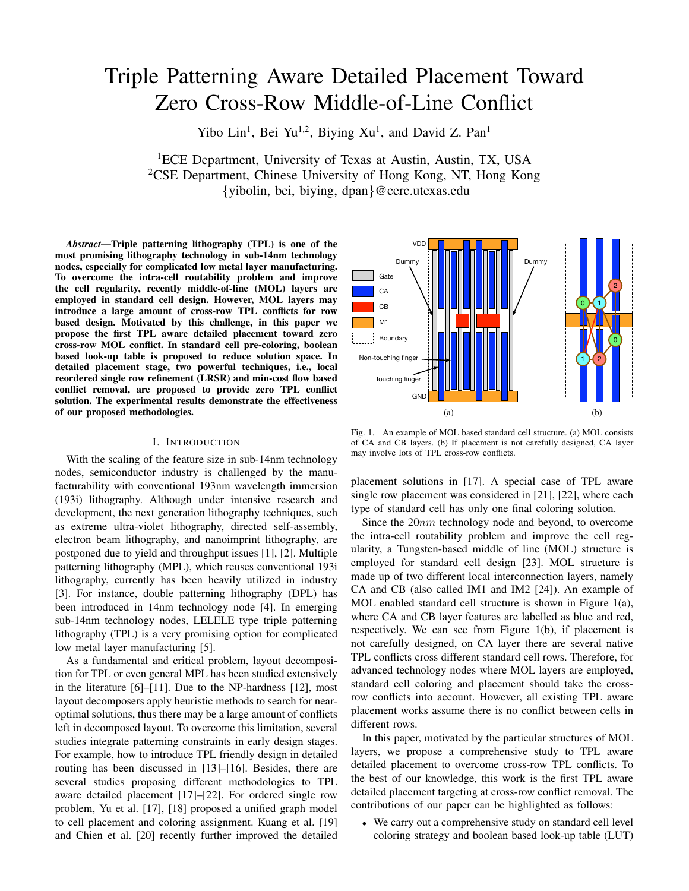# Triple Patterning Aware Detailed Placement Toward Zero Cross-Row Middle-of-Line Conflict

Yibo Lin[1], Bei Yu[1,2], Biying Xu[1], and David Z. Pan[1]

[1]ECE Department, University of Texas at Austin, Austin, TX, USA
[2]CSE Department, Chinese University of Hong Kong, NT, Hong Kong
{yibolin, bei, biying, dpan}@cerc.utexas.edu

***Abstract*—Triple patterning lithography (TPL) is one of the most promising lithography technology in sub-14nm technology nodes, especially for complicated low metal layer manufacturing. To overcome the intra-cell routability problem and improve the cell regularity, recently middle-of-line (MOL) layers are employed in standard cell design. However, MOL layers may introduce a large amount of cross-row TPL conflicts for row based design. Motivated by this challenge, in this paper we propose the first TPL aware detailed placement toward zero cross-row MOL conflict. In standard cell pre-coloring, boolean based look-up table is proposed to reduce solution space. In detailed placement stage, two powerful techniques, i.e., local reordered single row refinement (LRSR) and min-cost flow based conflict removal, are proposed to provide zero TPL conflict solution. The experimental results demonstrate the effectiveness of our proposed methodologies.**

## I. Introduction

With the scaling of the feature size in sub-14nm technology nodes, semiconductor industry is challenged by the manufacturability with conventional 193nm wavelength immersion (193i) lithography. Although under intensive research and development, the next generation lithography techniques, such as extreme ultra-violet lithography, directed self-assembly, electron beam lithography, and nanoimprint lithography, are postponed due to yield and throughput issues [1], [2]. Multiple patterning lithography (MPL), which reuses conventional 193i lithography, currently has been heavily utilized in industry [3]. For instance, double patterning lithography (DPL) has been introduced in 14nm technology node [4]. In emerging sub-14nm technology nodes, LELELE type triple patterning lithography (TPL) is a very promising option for complicated low metal layer manufacturing [5].

As a fundamental and critical problem, layout decomposition for TPL or even general MPL has been studied extensively in the literature [6]–[11]. Due to the NP-hardness [12], most layout decomposers apply heuristic methods to search for near-optimal solutions, thus there may be a large amount of conflicts left in decomposed layout. To overcome this limitation, several studies integrate patterning constraints in early design stages. For example, how to introduce TPL friendly design in detailed routing has been discussed in [13]–[16]. Besides, there are several studies proposing different methodologies to TPL aware detailed placement [17]–[22]. For ordered single row problem, Yu et al. [17], [18] proposed a unified graph model to cell placement and coloring assignment. Kuang et al. [19] and Chien et al. [20] recently further improved the detailed placement solutions in [17]. A special case of TPL aware single row placement was considered in [21], [22], where each type of standard cell has only one final coloring solution.

Fig. 1. An example of MOL based standard cell structure. (a) MOL consists of CA and CB layers. (b) If placement is not carefully designed, CA layer may involve lots of TPL cross-row conflicts.

Since the 20$nm$ technology node and beyond, to overcome the intra-cell routability problem and improve the cell regularity, a Tungsten-based middle of line (MOL) structure is employed for standard cell design [23]. MOL structure is made up of two different local interconnection layers, namely CA and CB (also called IM1 and IM2 [24]). An example of MOL enabled standard cell structure is shown in Figure 1(a), where CA and CB layer features are labelled as blue and red, respectively. We can see from Figure 1(b), if placement is not carefully designed, on CA layer there are several native TPL conflicts cross different standard cell rows. Therefore, for advanced technology nodes where MOL layers are employed, standard cell coloring and placement should take the cross-row conflicts into account. However, all existing TPL aware placement works assume there is no conflict between cells in different rows.

In this paper, motivated by the particular structures of MOL layers, we propose a comprehensive study to TPL aware detailed placement to overcome cross-row TPL conflicts. To the best of our knowledge, this work is the first TPL aware detailed placement targeting at cross-row conflict removal. The contributions of our paper can be highlighted as follows:

- We carry out a comprehensive study on standard cell level coloring strategy and boolean based look-up table (LUT)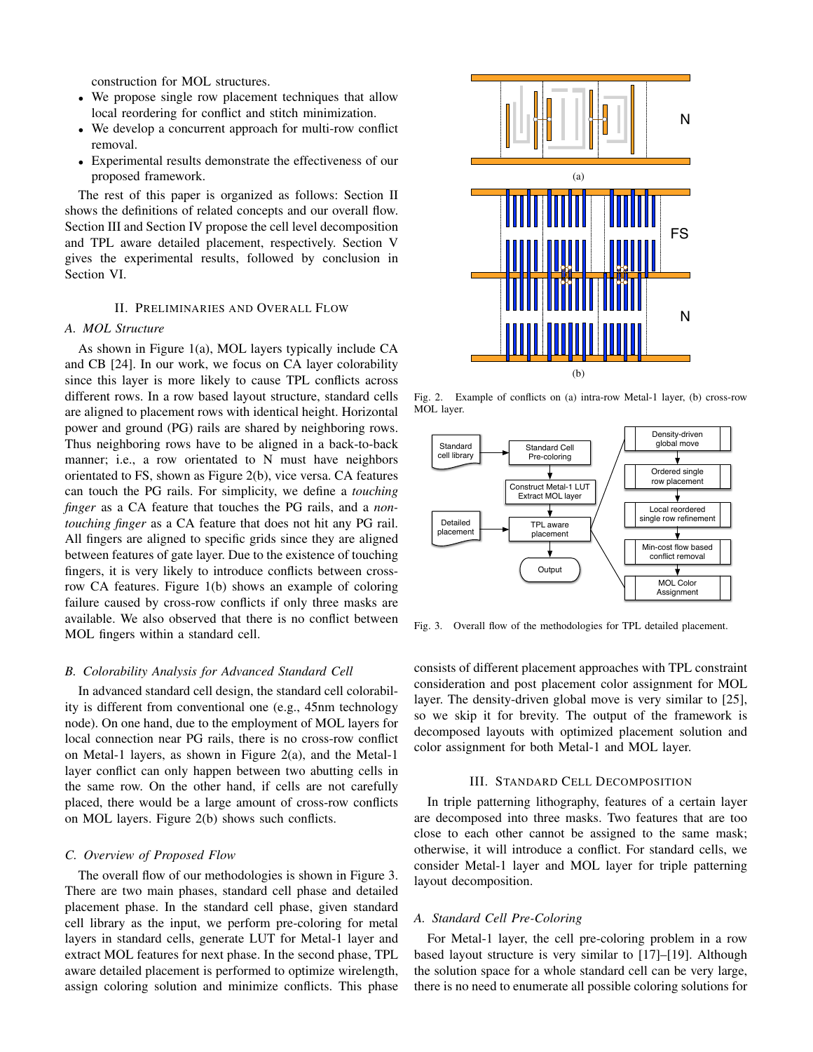construction for MOL structures.

- We propose single row placement techniques that allow local reordering for conflict and stitch minimization.
- We develop a concurrent approach for multi-row conflict removal.
- Experimental results demonstrate the effectiveness of our proposed framework.

The rest of this paper is organized as follows: Section II shows the definitions of related concepts and our overall flow. Section III and Section IV propose the cell level decomposition and TPL aware detailed placement, respectively. Section V gives the experimental results, followed by conclusion in Section VI.

## II. Preliminaries and Overall Flow

### A. MOL Structure

As shown in Figure 1(a), MOL layers typically include CA and CB [24]. In our work, we focus on CA layer colorability since this layer is more likely to cause TPL conflicts across different rows. In a row based layout structure, standard cells are aligned to placement rows with identical height. Horizontal power and ground (PG) rails are shared by neighboring rows. Thus neighboring rows have to be aligned in a back-to-back manner; i.e., a row orientated to N must have neighbors orientated to FS, shown as Figure 2(b), vice versa. CA features can touch the PG rails. For simplicity, we define a *touching finger* as a CA feature that touches the PG rails, and a *non-touching finger* as a CA feature that does not hit any PG rail. All fingers are aligned to specific grids since they are aligned between features of gate layer. Due to the existence of touching fingers, it is very likely to introduce conflicts between cross-row CA features. Figure 1(b) shows an example of coloring failure caused by cross-row conflicts if only three masks are available. We also observed that there is no conflict between MOL fingers within a standard cell.

### B. Colorability Analysis for Advanced Standard Cell

In advanced standard cell design, the standard cell colorability is different from conventional one (e.g., 45nm technology node). On one hand, due to the employment of MOL layers for local connection near PG rails, there is no cross-row conflict on Metal-1 layers, as shown in Figure 2(a), and the Metal-1 layer conflict can only happen between two abutting cells in the same row. On the other hand, if cells are not carefully placed, there would be a large amount of cross-row conflicts on MOL layers. Figure 2(b) shows such conflicts.

### C. Overview of Proposed Flow

The overall flow of our methodologies is shown in Figure 3. There are two main phases, standard cell phase and detailed placement phase. In the standard cell phase, given standard cell library as the input, we perform pre-coloring for metal layers in standard cells, generate LUT for Metal-1 layer and extract MOL features for next phase. In the second phase, TPL aware detailed placement is performed to optimize wirelength, assign coloring solution and minimize conflicts. This phase consists of different placement approaches with TPL constraint consideration and post placement color assignment for MOL layer. The density-driven global move is very similar to [25], so we skip it for brevity. The output of the framework is decomposed layouts with optimized placement solution and color assignment for both Metal-1 and MOL layer.

Fig. 2. Example of conflicts on (a) intra-row Metal-1 layer, (b) cross-row MOL layer.

Fig. 3. Overall flow of the methodologies for TPL detailed placement.

## III. Standard Cell Decomposition

In triple patterning lithography, features of a certain layer are decomposed into three masks. Two features that are too close to each other cannot be assigned to the same mask; otherwise, it will introduce a conflict. For standard cells, we consider Metal-1 layer and MOL layer for triple patterning layout decomposition.

### A. Standard Cell Pre-Coloring

For Metal-1 layer, the cell pre-coloring problem in a row based layout structure is very similar to [17]–[19]. Although the solution space for a whole standard cell can be very large, there is no need to enumerate all possible coloring solutions for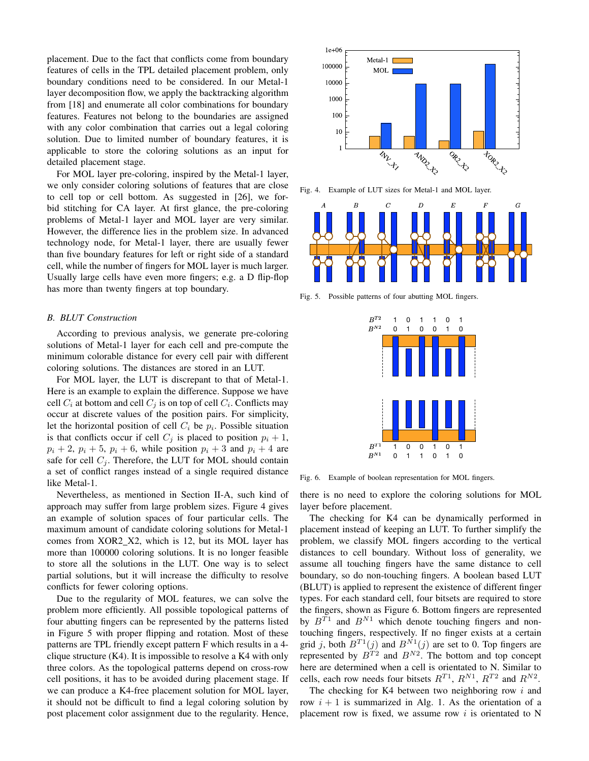placement. Due to the fact that conflicts come from boundary features of cells in the TPL detailed placement problem, only boundary conditions need to be considered. In our Metal-1 layer decomposition flow, we apply the backtracking algorithm from [18] and enumerate all color combinations for boundary features. Features not belong to the boundaries are assigned with any color combination that carries out a legal coloring solution. Due to limited number of boundary features, it is applicable to store the coloring solutions as an input for detailed placement stage.

For MOL layer pre-coloring, inspired by the Metal-1 layer, we only consider coloring solutions of features that are close to cell top or cell bottom. As suggested in [26], we forbid stitching for CA layer. At first glance, the pre-coloring problems of Metal-1 layer and MOL layer are very similar. However, the difference lies in the problem size. In advanced technology node, for Metal-1 layer, there are usually fewer than five boundary features for left or right side of a standard cell, while the number of fingers for MOL layer is much larger. Usually large cells have even more fingers; e.g. a D flip-flop has more than twenty fingers at top boundary.

### B. BLUT Construction

According to previous analysis, we generate pre-coloring solutions of Metal-1 layer for each cell and pre-compute the minimum colorable distance for every cell pair with different coloring solutions. The distances are stored in an LUT.

For MOL layer, the LUT is discrepant to that of Metal-1. Here is an example to explain the difference. Suppose we have cell $C_i$ at bottom and cell $C_j$ is on top of cell $C_i$. Conflicts may occur at discrete values of the position pairs. For simplicity, let the horizontal position of cell $C_i$ be $p_i$. Possible situation is that conflicts occur if cell $C_j$ is placed to position $p_i + 1$, $p_i + 2$, $p_i + 5$, $p_i + 6$, while position $p_i + 3$ and $p_i + 4$ are safe for cell $C_j$. Therefore, the LUT for MOL should contain a set of conflict ranges instead of a single required distance like Metal-1.

Nevertheless, as mentioned in Section II-A, such kind of approach may suffer from large problem sizes. Figure 4 gives an example of solution spaces of four particular cells. The maximum amount of candidate coloring solutions for Metal-1 comes from XOR2_X2, which is 12, but its MOL layer has more than 100000 coloring solutions. It is no longer feasible to store all the solutions in the LUT. One way is to select partial solutions, but it will increase the difficulty to resolve conflicts for fewer coloring options.

Due to the regularity of MOL features, we can solve the problem more efficiently. All possible topological patterns of four abutting fingers can be represented by the patterns listed in Figure 5 with proper flipping and rotation. Most of these patterns are TPL friendly except pattern F which results in a 4-clique structure (K4). It is impossible to resolve a K4 with only three colors. As the topological patterns depend on cross-row cell positions, it has to be avoided during placement stage. If we can produce a K4-free placement solution for MOL layer, it should not be difficult to find a legal coloring solution by post placement color assignment due to the regularity. Hence,

Fig. 4. Example of LUT sizes for Metal-1 and MOL layer.

Fig. 5. Possible patterns of four abutting MOL fingers.

Fig. 6. Example of boolean representation for MOL fingers.

there is no need to explore the coloring solutions for MOL layer before placement.

The checking for K4 can be dynamically performed in placement instead of keeping an LUT. To further simplify the problem, we classify MOL fingers according to the vertical distances to cell boundary. Without loss of generality, we assume all touching fingers have the same distance to cell boundary, so do non-touching fingers. A boolean based LUT (BLUT) is applied to represent the existence of different finger types. For each standard cell, four bitsets are required to store the fingers, shown as Figure 6. Bottom fingers are represented by $B^{T1}$ and $B^{N1}$ which denote touching fingers and non-touching fingers, respectively. If no finger exists at a certain grid $j$, both $B^{T1}(j)$ and $B^{N1}(j)$ are set to 0. Top fingers are represented by $B^{T2}$ and $B^{N2}$. The bottom and top concept here are determined when a cell is orientated to N. Similar to cells, each row needs four bitsets $R^{T1}$, $R^{N1}$, $R^{T2}$ and $R^{N2}$.

The checking for K4 between two neighboring row $i$ and row $i + 1$ is summarized in Alg. 1. As the orientation of a placement row is fixed, we assume row $i$ is orientated to N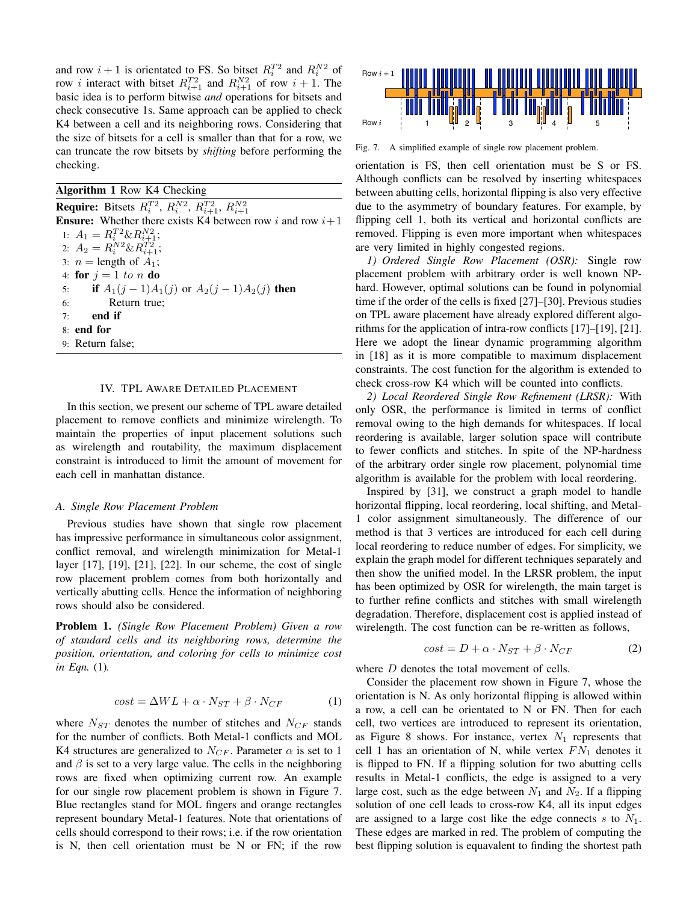and row $i+1$ is orientated to FS. So bitset $R_i^{T2}$ and $R_i^{N2}$ of row $i$ interact with bitset $R_{i+1}^{T2}$ and $R_{i+1}^{N2}$ of row $i+1$. The basic idea is to perform bitwise *and* operations for bitsets and check consecutive 1s. Same approach can be applied to check K4 between a cell and its neighboring rows. Considering that the size of bitsets for a cell is smaller than that for a row, we can truncate the row bitsets by *shifting* before performing the checking.

**Algorithm 1** Row K4 Checking

**Require:** Bitsets $R_i^{T2}$, $R_i^{N2}$, $R_{i+1}^{T2}$, $R_{i+1}^{N2}$
**Ensure:** Whether there exists K4 between row $i$ and row $i+1$

```
1: A1 = R_i^T2 & R_{i+1}^N2;
2: A2 = R_i^N2 & R_{i+1}^T2;
3: n = length of A1;
4: for j = 1 to n do
5:     if A1(j-1)A1(j) or A2(j-1)A2(j) then
6:         Return true;
7:     end if
8: end for
9: Return false;
```

## IV. TPL Aware Detailed Placement

In this section, we present our scheme of TPL aware detailed placement to remove conflicts and minimize wirelength. To maintain the properties of input placement solutions such as wirelength and routability, the maximum displacement constraint is introduced to limit the amount of movement for each cell in manhattan distance.

### A. Single Row Placement Problem

Previous studies have shown that single row placement has impressive performance in simultaneous color assignment, conflict removal, and wirelength minimization for Metal-1 layer [17], [19], [21], [22]. In our scheme, the cost of single row placement problem comes from both horizontally and vertically abutting cells. Hence the information of neighboring rows should also be considered.

**Problem 1.** *(Single Row Placement Problem) Given a row of standard cells and its neighboring rows, determine the position, orientation, and coloring for cells to minimize cost in Eqn.* (1)*.*

$$cost = \Delta WL + \alpha \cdot N_{ST} + \beta \cdot N_{CF} \tag{1}$$

where $N_{ST}$ denotes the number of stitches and $N_{CF}$ stands for the number of conflicts. Both Metal-1 conflicts and MOL K4 structures are generalized to $N_{CF}$. Parameter $\alpha$ is set to 1 and $\beta$ is set to a very large value. The cells in the neighboring rows are fixed when optimizing current row. An example for our single row placement problem is shown in Figure 7. Blue rectangles stand for MOL fingers and orange rectangles represent boundary Metal-1 features. Note that orientations of cells should correspond to their rows; i.e. if the row orientation is N, then cell orientation must be N or FN; if the row orientation is FS, then cell orientation must be S or FS. Although conflicts can be resolved by inserting whitespaces between abutting cells, horizontal flipping is also very effective due to the asymmetry of boundary features. For example, by flipping cell 1, both its vertical and horizontal conflicts are removed. Flipping is even more important when whitespaces are very limited in highly congested regions.

Fig. 7. A simplified example of single row placement problem.

*1) Ordered Single Row Placement (OSR):* Single row placement problem with arbitrary order is well known NP-hard. However, optimal solutions can be found in polynomial time if the order of the cells is fixed [27]–[30]. Previous studies on TPL aware placement have already explored different algorithms for the application of intra-row conflicts [17]–[19], [21]. Here we adopt the linear dynamic programming algorithm in [18] as it is more compatible to maximum displacement constraints. The cost function for the algorithm is extended to check cross-row K4 which will be counted into conflicts.

*2) Local Reordered Single Row Refinement (LRSR):* With only OSR, the performance is limited in terms of conflict removal owing to the high demands for whitespaces. If local reordering is available, larger solution space will contribute to fewer conflicts and stitches. In spite of the NP-hardness of the arbitrary order single row placement, polynomial time algorithm is available for the problem with local reordering.

Inspired by [31], we construct a graph model to handle horizontal flipping, local reordering, local shifting, and Metal-1 color assignment simultaneously. The difference of our method is that 3 vertices are introduced for each cell during local reordering to reduce number of edges. For simplicity, we explain the graph model for different techniques separately and then show the unified model. In the LRSR problem, the input has been optimized by OSR for wirelength, the main target is to further refine conflicts and stitches with small wirelength degradation. Therefore, displacement cost is applied instead of wirelength. The cost function can be re-written as follows,

$$cost = D + \alpha \cdot N_{ST} + \beta \cdot N_{CF} \tag{2}$$

where $D$ denotes the total movement of cells.

Consider the placement row shown in Figure 7, whose the orientation is N. As only horizontal flipping is allowed within a row, a cell can be orientated to N or FN. Then for each cell, two vertices are introduced to represent its orientation, as Figure 8 shows. For instance, vertex $N_1$ represents that cell 1 has an orientation of N, while vertex $FN_1$ denotes it is flipped to FN. If a flipping solution for two abutting cells results in Metal-1 conflicts, the edge is assigned to a very large cost, such as the edge between $N_1$ and $N_2$. If a flipping solution of one cell leads to cross-row K4, all its input edges are assigned to a large cost like the edge connects $s$ to $N_1$. These edges are marked in red. The problem of computing the best flipping solution is equavalent to finding the shortest path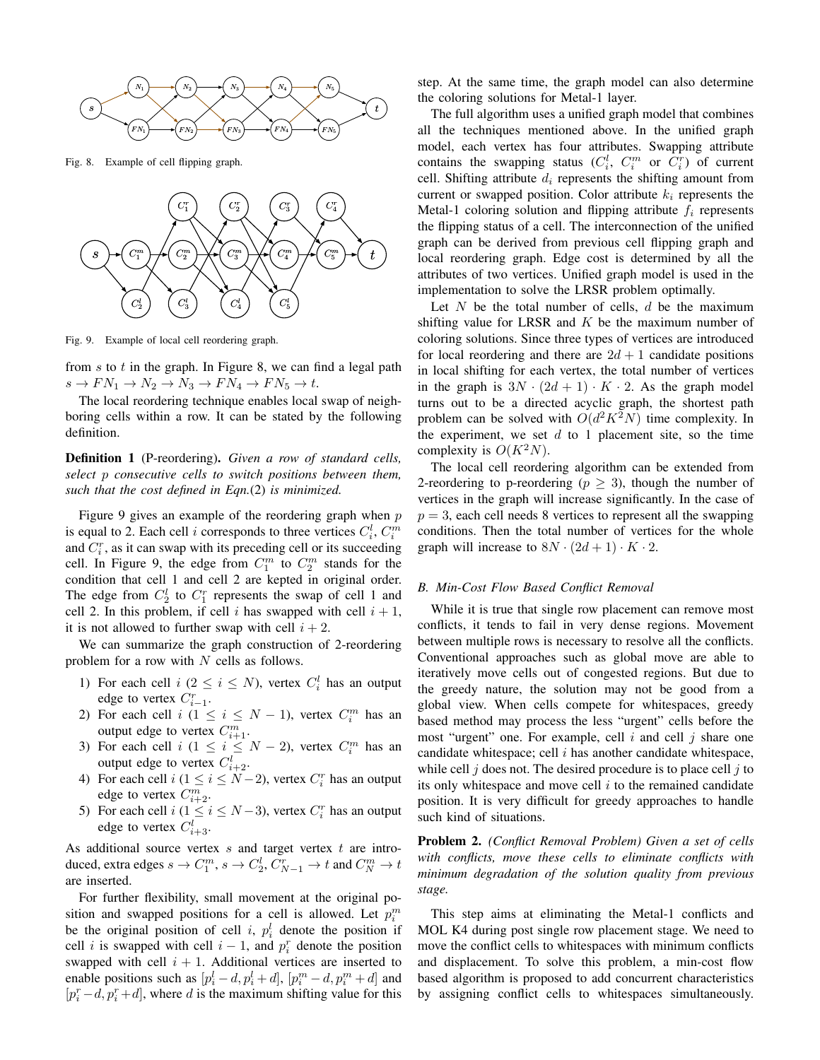Fig. 8. Example of cell flipping graph.

Fig. 9. Example of local cell reordering graph.

from $s$ to $t$ in the graph. In Figure 8, we can find a legal path $s \rightarrow FN_1 \rightarrow N_2 \rightarrow N_3 \rightarrow FN_4 \rightarrow FN_5 \rightarrow t$.

The local reordering technique enables local swap of neighboring cells within a row. It can be stated by the following definition.

**Definition 1** (P-reordering). *Given a row of standard cells, select p consecutive cells to switch positions between them, such that the cost defined in Eqn.(2) is minimized.*

Figure 9 gives an example of the reordering graph when $p$ is equal to 2. Each cell $i$ corresponds to three vertices $C_i^l$, $C_i^m$ and $C_i^r$, as it can swap with its preceding cell or its succeeding cell. In Figure 9, the edge from $C_1^m$ to $C_2^m$ stands for the condition that cell 1 and cell 2 are kept in original order. The edge from $C_2^l$ to $C_1^r$ represents the swap of cell 1 and cell 2. In this problem, if cell $i$ has swapped with cell $i+1$, it is not allowed to further swap with cell $i+2$.

We can summarize the graph construction of 2-reordering problem for a row with $N$ cells as follows.

1) For each cell $i$ ($2 \leq i \leq N$), vertex $C_i^l$ has an output edge to vertex $C_{i-1}^r$.
2) For each cell $i$ ($1 \leq i \leq N-1$), vertex $C_i^m$ has an output edge to vertex $C_{i+1}^m$.
3) For each cell $i$ ($1 \leq i \leq N-2$), vertex $C_i^m$ has an output edge to vertex $C_{i+2}^l$.
4) For each cell $i$ ($1 \leq i \leq N-2$), vertex $C_i^r$ has an output edge to vertex $C_{i+2}^m$.
5) For each cell $i$ ($1 \leq i \leq N-3$), vertex $C_i^r$ has an output edge to vertex $C_{i+3}^l$.

As additional source vertex $s$ and target vertex $t$ are introduced, extra edges $s \rightarrow C_1^m$, $s \rightarrow C_2^l$, $C_{N-1}^r \rightarrow t$ and $C_N^m \rightarrow t$ are inserted.

For further flexibility, small movement at the original position and swapped positions for a cell is allowed. Let $p_i^m$ be the original position of cell $i$, $p_i^l$ denote the position if cell $i$ is swapped with cell $i-1$, and $p_i^r$ denote the position swapped with cell $i+1$. Additional vertices are inserted to enable positions such as $[p_i^l - d, p_i^l + d]$, $[p_i^m - d, p_i^m + d]$ and $[p_i^r - d, p_i^r + d]$, where $d$ is the maximum shifting value for this step. At the same time, the graph model can also determine the coloring solutions for Metal-1 layer.

The full algorithm uses a unified graph model that combines all the techniques mentioned above. In the unified graph model, each vertex has four attributes. Swapping attribute contains the swapping status ($C_i^l$, $C_i^m$ or $C_i^r$) of current cell. Shifting attribute $d_i$ represents the shifting amount from current or swapped position. Color attribute $k_i$ represents the Metal-1 coloring solution and flipping attribute $f_i$ represents the flipping status of a cell. The interconnection of the unified graph can be derived from previous cell flipping graph and local reordering graph. Edge cost is determined by all the attributes of two vertices. Unified graph model is used in the implementation to solve the LRSR problem optimally.

Let $N$ be the total number of cells, $d$ be the maximum shifting value for LRSR and $K$ be the maximum number of coloring solutions. Since three types of vertices are introduced for local reordering and there are $2d+1$ candidate positions in local shifting for each vertex, the total number of vertices in the graph is $3N \cdot (2d+1) \cdot K \cdot 2$. As the graph model turns out to be a directed acyclic graph, the shortest path problem can be solved with $O(d^2K^2N)$ time complexity. In the experiment, we set $d$ to 1 placement site, so the time complexity is $O(K^2N)$.

The local cell reordering algorithm can be extended from 2-reordering to p-reordering ($p \geq 3$), though the number of vertices in the graph will increase significantly. In the case of $p = 3$, each cell needs 8 vertices to represent all the swapping conditions. Then the total number of vertices for the whole graph will increase to $8N \cdot (2d+1) \cdot K \cdot 2$.

### B. Min-Cost Flow Based Conflict Removal

While it is true that single row placement can remove most conflicts, it tends to fail in very dense regions. Movement between multiple rows is necessary to resolve all the conflicts. Conventional approaches such as global move are able to iteratively move cells out of congested regions. But due to the greedy nature, the solution may not be good from a global view. When cells compete for whitespaces, greedy based method may process the less "urgent" cells before the most "urgent" one. For example, cell $i$ and cell $j$ share one candidate whitespace; cell $i$ has another candidate whitespace, while cell $j$ does not. The desired procedure is to place cell $j$ to its only whitespace and move cell $i$ to the remained candidate position. It is very difficult for greedy approaches to handle such kind of situations.

**Problem 2.** *(Conflict Removal Problem) Given a set of cells with conflicts, move these cells to eliminate conflicts with minimum degradation of the solution quality from previous stage.*

This step aims at eliminating the Metal-1 conflicts and MOL K4 during post single row placement stage. We need to move the conflict cells to whitespaces with minimum conflicts and displacement. To solve this problem, a min-cost flow based algorithm is proposed to add concurrent characteristics by assigning conflict cells to whitespaces simultaneously.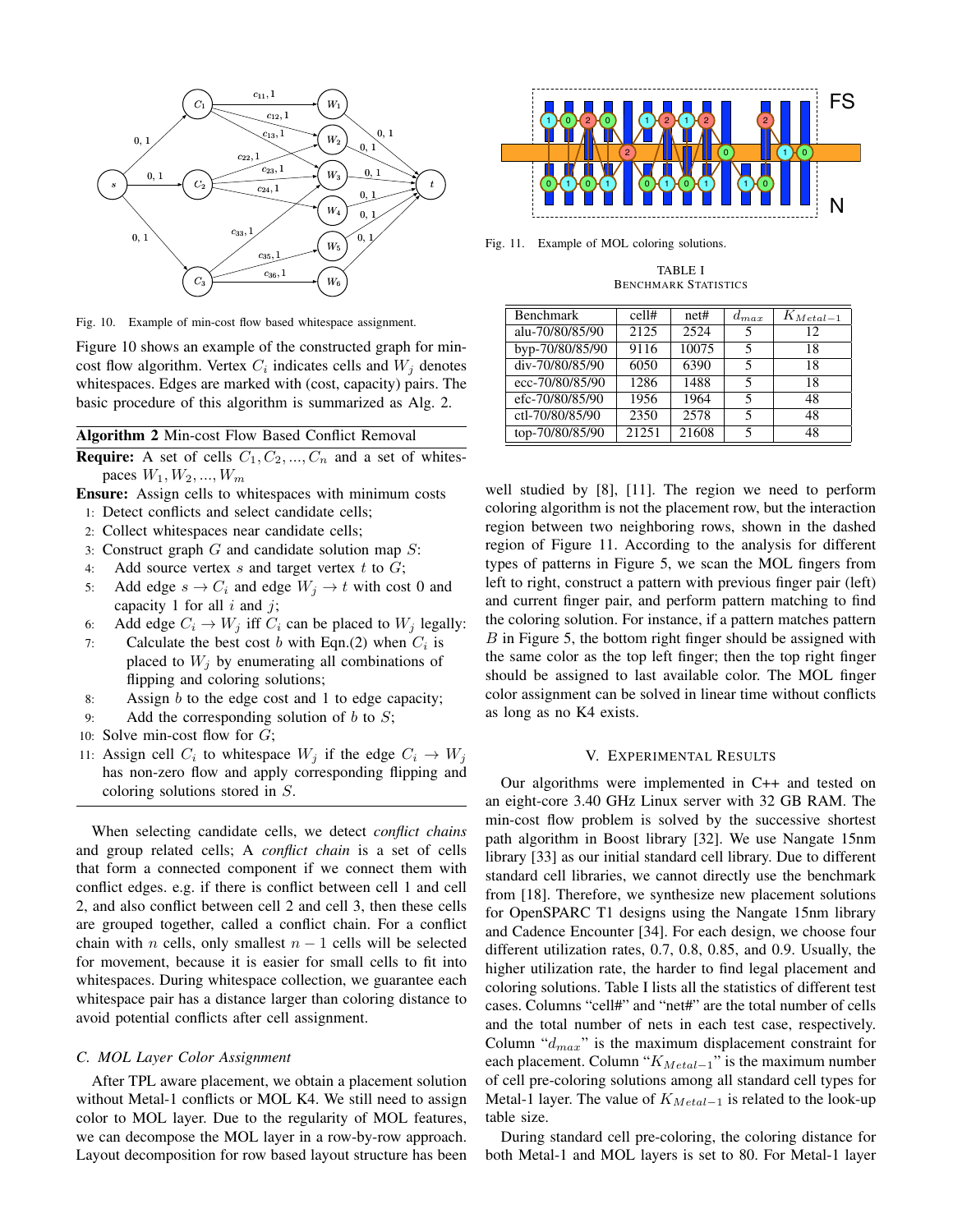Fig. 10. Example of min-cost flow based whitespace assignment.

Figure 10 shows an example of the constructed graph for min-cost flow algorithm. Vertex $C_i$ indicates cells and $W_j$ denotes whitespaces. Edges are marked with (cost, capacity) pairs. The basic procedure of this algorithm is summarized as Alg. 2.

**Algorithm 2** Min-cost Flow Based Conflict Removal

**Require:** A set of cells $C_1, C_2, ..., C_n$ and a set of whitespaces $W_1, W_2, ..., W_m$

**Ensure:** Assign cells to whitespaces with minimum costs

1: Detect conflicts and select candidate cells;
2: Collect whitespaces near candidate cells;
3: Construct graph $G$ and candidate solution map $S$:
4: Add source vertex $s$ and target vertex $t$ to $G$;
5: Add edge $s \rightarrow C_i$ and edge $W_j \rightarrow t$ with cost 0 and capacity 1 for all $i$ and $j$;
6: Add edge $C_i \rightarrow W_j$ iff $C_i$ can be placed to $W_j$ legally:
7: Calculate the best cost $b$ with Eqn.(2) when $C_i$ is placed to $W_j$ by enumerating all combinations of flipping and coloring solutions;
8: Assign $b$ to the edge cost and 1 to edge capacity;
9: Add the corresponding solution of $b$ to $S$;
10: Solve min-cost flow for $G$;
11: Assign cell $C_i$ to whitespace $W_j$ if the edge $C_i \rightarrow W_j$ has non-zero flow and apply corresponding flipping and coloring solutions stored in $S$.

When selecting candidate cells, we detect *conflict chains* and group related cells; A *conflict chain* is a set of cells that form a connected component if we connect them with conflict edges. e.g. if there is conflict between cell 1 and cell 2, and also conflict between cell 2 and cell 3, then these cells are grouped together, called a conflict chain. For a conflict chain with $n$ cells, only smallest $n-1$ cells will be selected for movement, because it is easier for small cells to fit into whitespaces. During whitespace collection, we guarantee each whitespace pair has a distance larger than coloring distance to avoid potential conflicts after cell assignment.

### C. MOL Layer Color Assignment

After TPL aware placement, we obtain a placement solution without Metal-1 conflicts or MOL K4. We still need to assign color to MOL layer. Due to the regularity of MOL features, we can decompose the MOL layer in a row-by-row approach. Layout decomposition for row based layout structure has been well studied by [8], [11]. The region we need to perform coloring algorithm is not the placement row, but the interaction region between two neighboring rows, shown in the dashed region of Figure 11. According to the analysis for different types of patterns in Figure 5, we scan the MOL fingers from left to right, construct a pattern with previous finger pair (left) and current finger pair, and perform pattern matching to find the coloring solution. For instance, if a pattern matches pattern $B$ in Figure 5, the bottom right finger should be assigned with the same color as the top left finger; then the top right finger should be assigned to last available color. The MOL finger color assignment can be solved in linear time without conflicts as long as no K4 exists.

Fig. 11. Example of MOL coloring solutions.

TABLE I
BENCHMARK STATISTICS

| Benchmark | cell# | net# | $d_{max}$ | $K_{Metal-1}$ |
|---|---|---|---|---|
| alu-70/80/85/90 | 2125 | 2524 | 5 | 12 |
| byp-70/80/85/90 | 9116 | 10075 | 5 | 18 |
| div-70/80/85/90 | 6050 | 6390 | 5 | 18 |
| ecc-70/80/85/90 | 1286 | 1488 | 5 | 18 |
| efc-70/80/85/90 | 1956 | 1964 | 5 | 48 |
| ctl-70/80/85/90 | 2350 | 2578 | 5 | 48 |
| top-70/80/85/90 | 21251 | 21608 | 5 | 48 |

## V. Experimental Results

Our algorithms were implemented in C++ and tested on an eight-core 3.40 GHz Linux server with 32 GB RAM. The min-cost flow problem is solved by the successive shortest path algorithm in Boost library [32]. We use Nangate 15nm library [33] as our initial standard cell library. Due to different standard cell libraries, we cannot directly use the benchmark from [18]. Therefore, we synthesize new placement solutions for OpenSPARC T1 designs using the Nangate 15nm library and Cadence Encounter [34]. For each design, we choose four different utilization rates, 0.7, 0.8, 0.85, and 0.9. Usually, the higher utilization rate, the harder to find legal placement and coloring solutions. Table I lists all the statistics of different test cases. Columns "cell#" and "net#" are the total number of cells and the total number of nets in each test case, respectively. Column "$d_{max}$" is the maximum displacement constraint for each placement. Column "$K_{Metal-1}$" is the maximum number of cell pre-coloring solutions among all standard cell types for Metal-1 layer. The value of $K_{Metal-1}$ is related to the look-up table size.

During standard cell pre-coloring, the coloring distance for both Metal-1 and MOL layers is set to 80. For Metal-1 layer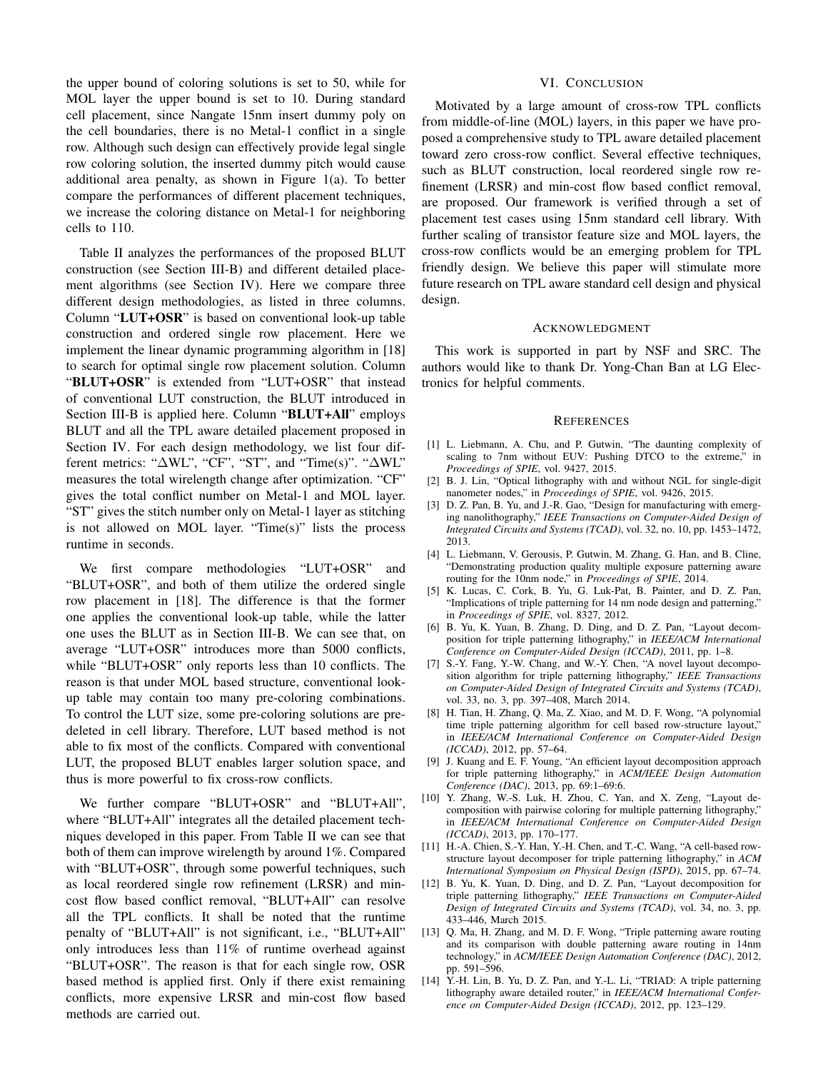the upper bound of coloring solutions is set to 50, while for MOL layer the upper bound is set to 10. During standard cell placement, since Nangate 15nm insert dummy poly on the cell boundaries, there is no Metal-1 conflict in a single row. Although such design can effectively provide legal single row coloring solution, the inserted dummy pitch would cause additional area penalty, as shown in Figure 1(a). To better compare the performances of different placement techniques, we increase the coloring distance on Metal-1 for neighboring cells to 110.

Table II analyzes the performances of the proposed BLUT construction (see Section III-B) and different detailed placement algorithms (see Section IV). Here we compare three different design methodologies, as listed in three columns. Column "**LUT+OSR**" is based on conventional look-up table construction and ordered single row placement. Here we implement the linear dynamic programming algorithm in [18] to search for optimal single row placement solution. Column "**BLUT+OSR**" is extended from "LUT+OSR" that instead of conventional LUT construction, the BLUT introduced in Section III-B is applied here. Column "**BLUT+All**" employs BLUT and all the TPL aware detailed placement proposed in Section IV. For each design methodology, we list four different metrics: "$\Delta$WL", "CF", "ST", and "Time(s)". "$\Delta$WL" measures the total wirelength change after optimization. "CF" gives the total conflict number on Metal-1 and MOL layer. "ST" gives the stitch number only on Metal-1 layer as stitching is not allowed on MOL layer. "Time(s)" lists the process runtime in seconds.

We first compare methodologies "LUT+OSR" and "BLUT+OSR", and both of them utilize the ordered single row placement in [18]. The difference is that the former one applies the conventional look-up table, while the latter one uses the BLUT as in Section III-B. We can see that, on average "LUT+OSR" introduces more than 5000 conflicts, while "BLUT+OSR" only reports less than 10 conflicts. The reason is that under MOL based structure, conventional look-up table may contain too many pre-coloring combinations. To control the LUT size, some pre-coloring solutions are pre-deleted in cell library. Therefore, LUT based method is not able to fix most of the conflicts. Compared with conventional LUT, the proposed BLUT enables larger solution space, and thus is more powerful to fix cross-row conflicts.

We further compare "BLUT+OSR" and "BLUT+All", where "BLUT+All" integrates all the detailed placement techniques developed in this paper. From Table II we can see that both of them can improve wirelength by around 1%. Compared with "BLUT+OSR", through some powerful techniques, such as local reordered single row refinement (LRSR) and min-cost flow based conflict removal, "BLUT+All" can resolve all the TPL conflicts. It shall be noted that the runtime penalty of "BLUT+All" is not significant, i.e., "BLUT+All" only introduces less than 11% of runtime overhead against "BLUT+OSR". The reason is that for each single row, OSR based method is applied first. Only if there exist remaining conflicts, more expensive LRSR and min-cost flow based methods are carried out.

## VI. Conclusion

Motivated by a large amount of cross-row TPL conflicts from middle-of-line (MOL) layers, in this paper we have proposed a comprehensive study to TPL aware detailed placement toward zero cross-row conflict. Several effective techniques, such as BLUT construction, local reordered single row refinement (LRSR) and min-cost flow based conflict removal, are proposed. Our framework is verified through a set of placement test cases using 15nm standard cell library. With further scaling of transistor feature size and MOL layers, the cross-row conflicts would be an emerging problem for TPL friendly design. We believe this paper will stimulate more future research on TPL aware standard cell design and physical design.

## Acknowledgment

This work is supported in part by NSF and SRC. The authors would like to thank Dr. Yong-Chan Ban at LG Electronics for helpful comments.

## References

[1] L. Liebmann, A. Chu, and P. Gutwin, "The daunting complexity of scaling to 7nm without EUV: Pushing DTCO to the extreme," in *Proceedings of SPIE*, vol. 9427, 2015.

[2] B. J. Lin, "Optical lithography with and without NGL for single-digit nanometer nodes," in *Proceedings of SPIE*, vol. 9426, 2015.

[3] D. Z. Pan, B. Yu, and J.-R. Gao, "Design for manufacturing with emerging nanolithography," *IEEE Transactions on Computer-Aided Design of Integrated Circuits and Systems (TCAD)*, vol. 32, no. 10, pp. 1453–1472, 2013.

[4] L. Liebmann, V. Gerousis, P. Gutwin, M. Zhang, G. Han, and B. Cline, "Demonstrating production quality multiple exposure patterning aware routing for the 10nm node," in *Proceedings of SPIE*, 2014.

[5] K. Lucas, C. Cork, B. Yu, G. Luk-Pat, B. Painter, and D. Z. Pan, "Implications of triple patterning for 14 nm node design and patterning," in *Proceedings of SPIE*, vol. 8327, 2012.

[6] B. Yu, K. Yuan, B. Zhang, D. Ding, and D. Z. Pan, "Layout decomposition for triple patterning lithography," in *IEEE/ACM International Conference on Computer-Aided Design (ICCAD)*, 2011, pp. 1–8.

[7] S.-Y. Fang, Y.-W. Chang, and W.-Y. Chen, "A novel layout decomposition algorithm for triple patterning lithography," *IEEE Transactions on Computer-Aided Design of Integrated Circuits and Systems (TCAD)*, vol. 33, no. 3, pp. 397–408, March 2014.

[8] H. Tian, H. Zhang, Q. Ma, Z. Xiao, and M. D. F. Wong, "A polynomial time triple patterning algorithm for cell based row-structure layout," in *IEEE/ACM International Conference on Computer-Aided Design (ICCAD)*, 2012, pp. 57–64.

[9] J. Kuang and E. F. Young, "An efficient layout decomposition approach for triple patterning lithography," in *ACM/IEEE Design Automation Conference (DAC)*, 2013, pp. 69:1–69:6.

[10] Y. Zhang, W.-S. Luk, H. Zhou, C. Yan, and X. Zeng, "Layout decomposition with pairwise coloring for multiple patterning lithography," in *IEEE/ACM International Conference on Computer-Aided Design (ICCAD)*, 2013, pp. 170–177.

[11] H.-A. Chien, S.-Y. Han, Y.-H. Chen, and T.-C. Wang, "A cell-based row-structure layout decomposer for triple patterning lithography," in *ACM International Symposium on Physical Design (ISPD)*, 2015, pp. 67–74.

[12] B. Yu, K. Yuan, D. Ding, and D. Z. Pan, "Layout decomposition for triple patterning lithography," *IEEE Transactions on Computer-Aided Design of Integrated Circuits and Systems (TCAD)*, vol. 34, no. 3, pp. 433–446, March 2015.

[13] Q. Ma, H. Zhang, and M. D. F. Wong, "Triple patterning aware routing and its comparison with double patterning aware routing in 14nm technology," in *ACM/IEEE Design Automation Conference (DAC)*, 2012, pp. 591–596.

[14] Y.-H. Lin, B. Yu, D. Z. Pan, and Y.-L. Li, "TRIAD: A triple patterning lithography aware detailed router," in *IEEE/ACM International Conference on Computer-Aided Design (ICCAD)*, 2012, pp. 123–129.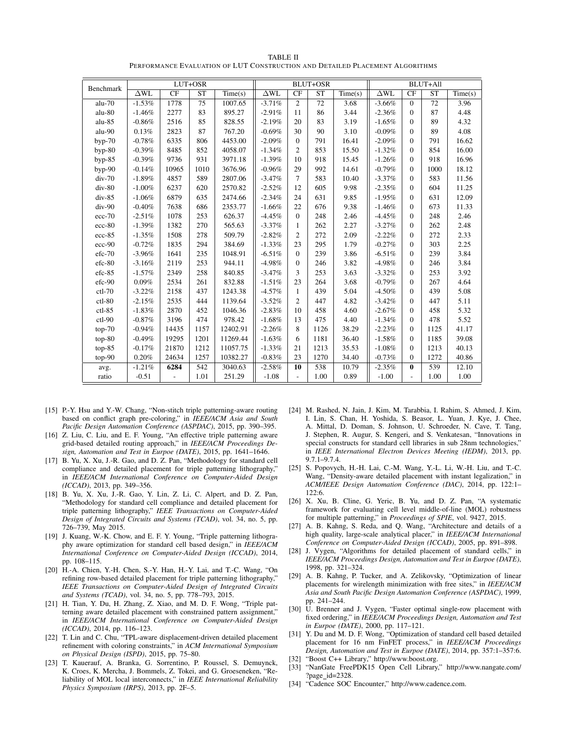TABLE II
PERFORMANCE EVALUATION OF LUT CONSTRUCTION AND DETAILED PLACEMENT ALGORITHMS

| Benchmark | LUT+OSR | | | | BLUT+OSR | | | | BLUT+All | | | |
|---|---|---|---|---|---|---|---|---|---|---|---|---|
| | ΔWL | CF | ST | Time(s) | ΔWL | CF | ST | Time(s) | ΔWL | CF | ST | Time(s) |
| alu-70 | -1.53% | 1778 | 75 | 1007.65 | -3.71% | 2 | 72 | 3.68 | -3.66% | 0 | 72 | 3.96 |
| alu-80 | -1.46% | 2277 | 83 | 895.27 | -2.91% | 11 | 86 | 3.44 | -2.36% | 0 | 87 | 4.48 |
| alu-85 | -0.86% | 2516 | 85 | 828.55 | -2.19% | 20 | 83 | 3.19 | -1.65% | 0 | 89 | 4.32 |
| alu-90 | 0.13% | 2823 | 87 | 767.20 | -0.69% | 30 | 90 | 3.10 | -0.09% | 0 | 89 | 4.08 |
| byp-70 | -0.78% | 6335 | 806 | 4453.00 | -2.09% | 0 | 791 | 16.41 | -2.09% | 0 | 791 | 16.62 |
| byp-80 | -0.39% | 8485 | 852 | 4058.07 | -1.34% | 2 | 853 | 15.50 | -1.32% | 0 | 854 | 16.00 |
| byp-85 | -0.39% | 9736 | 931 | 3971.18 | -1.39% | 10 | 918 | 15.45 | -1.26% | 0 | 918 | 16.96 |
| byp-90 | -0.14% | 10965 | 1010 | 3676.96 | -0.96% | 29 | 992 | 14.61 | -0.79% | 0 | 1000 | 18.12 |
| div-70 | -1.89% | 4857 | 589 | 2807.06 | -3.47% | 7 | 583 | 10.40 | -3.37% | 0 | 583 | 11.56 |
| div-80 | -1.00% | 6237 | 620 | 2570.82 | -2.52% | 12 | 605 | 9.98 | -2.35% | 0 | 604 | 11.25 |
| div-85 | -1.06% | 6879 | 635 | 2474.66 | -2.34% | 24 | 631 | 9.85 | -1.95% | 0 | 631 | 12.09 |
| div-90 | -0.40% | 7638 | 686 | 2353.77 | -1.66% | 22 | 676 | 9.38 | -1.46% | 0 | 673 | 11.33 |
| ecc-70 | -2.51% | 1078 | 253 | 626.37 | -4.45% | 0 | 248 | 2.46 | -4.45% | 0 | 248 | 2.46 |
| ecc-80 | -1.39% | 1382 | 270 | 565.63 | -3.37% | 1 | 262 | 2.27 | -3.27% | 0 | 262 | 2.48 |
| ecc-85 | -1.35% | 1508 | 278 | 509.79 | -2.82% | 2 | 272 | 2.09 | -2.22% | 0 | 272 | 2.33 |
| ecc-90 | -0.72% | 1835 | 294 | 384.69 | -1.33% | 23 | 295 | 1.79 | -0.27% | 0 | 303 | 2.25 |
| efc-70 | -3.96% | 1641 | 235 | 1048.91 | -6.51% | 0 | 239 | 3.86 | -6.51% | 0 | 239 | 3.84 |
| efc-80 | -3.16% | 2119 | 253 | 944.11 | -4.98% | 0 | 246 | 3.82 | -4.98% | 0 | 246 | 3.84 |
| efc-85 | -1.57% | 2349 | 258 | 840.85 | -3.47% | 3 | 253 | 3.63 | -3.32% | 0 | 253 | 3.92 |
| efc-90 | 0.09% | 2534 | 261 | 832.88 | -1.51% | 23 | 264 | 3.68 | -0.79% | 0 | 267 | 4.64 |
| ctl-70 | -3.22% | 2158 | 437 | 1243.38 | -4.57% | 1 | 439 | 5.04 | -4.50% | 0 | 439 | 5.08 |
| ctl-80 | -2.15% | 2535 | 444 | 1139.64 | -3.52% | 2 | 447 | 4.82 | -3.42% | 0 | 447 | 5.11 |
| ctl-85 | -1.83% | 2870 | 452 | 1046.36 | -2.83% | 10 | 458 | 4.60 | -2.67% | 0 | 458 | 5.32 |
| ctl-90 | -0.87% | 3196 | 474 | 978.42 | -1.68% | 13 | 475 | 4.40 | -1.34% | 0 | 478 | 5.52 |
| top-70 | -0.94% | 14435 | 1157 | 12402.91 | -2.26% | 8 | 1126 | 38.29 | -2.23% | 0 | 1125 | 41.17 |
| top-80 | -0.49% | 19295 | 1201 | 11269.44 | -1.63% | 6 | 1181 | 36.40 | -1.58% | 0 | 1185 | 39.08 |
| top-85 | -0.17% | 21870 | 1212 | 11057.75 | -1.33% | 21 | 1213 | 35.53 | -1.08% | 0 | 1213 | 40.13 |
| top-90 | 0.20% | 24634 | 1257 | 10382.27 | -0.83% | 23 | 1270 | 34.40 | -0.73% | 0 | 1272 | 40.86 |
| avg. | -1.21% | **6284** | 542 | 3040.63 | -2.58% | **10** | 538 | 10.79 | -2.35% | **0** | 539 | 12.10 |
| ratio | -0.51 | - | 1.01 | 251.29 | -1.08 | - | 1.00 | 0.89 | -1.00 | - | 1.00 | 1.00 |

[15] P.-Y. Hsu and Y.-W. Chang, "Non-stitch triple patterning-aware routing based on conflict graph pre-coloring," in *IEEE/ACM Asia and South Pacific Design Automation Conference (ASPDAC)*, 2015, pp. 390–395.

[16] Z. Liu, C. Liu, and E. F. Young, "An effective triple patterning aware grid-based detailed routing approach," in *IEEE/ACM Proceedings Design, Automation and Test in Eurpoe (DATE)*, 2015, pp. 1641–1646.

[17] B. Yu, X. Xu, J.-R. Gao, and D. Z. Pan, "Methodology for standard cell compliance and detailed placement for triple patterning lithography," in *IEEE/ACM International Conference on Computer-Aided Design (ICCAD)*, 2013, pp. 349–356.

[18] B. Yu, X. Xu, J.-R. Gao, Y. Lin, Z. Li, C. Alpert, and D. Z. Pan, "Methodology for standard cell compliance and detailed placement for triple patterning lithography," *IEEE Transactions on Computer-Aided Design of Integrated Circuits and Systems (TCAD)*, vol. 34, no. 5, pp. 726–739, May 2015.

[19] J. Kuang, W.-K. Chow, and E. F. Y. Young, "Triple patterning lithography aware optimization for standard cell based design," in *IEEE/ACM International Conference on Computer-Aided Design (ICCAD)*, 2014, pp. 108–115.

[20] H.-A. Chien, Y.-H. Chen, S.-Y. Han, H.-Y. Lai, and T.-C. Wang, "On refining row-based detailed placement for triple patterning lithography," *IEEE Transactions on Computer-Aided Design of Integrated Circuits and Systems (TCAD)*, vol. 34, no. 5, pp. 778–793, 2015.

[21] H. Tian, Y. Du, H. Zhang, Z. Xiao, and M. D. F. Wong, "Triple patterning aware detailed placement with constrained pattern assignment," in *IEEE/ACM International Conference on Computer-Aided Design (ICCAD)*, 2014, pp. 116–123.

[22] T. Lin and C. Chu, "TPL-aware displacement-driven detailed placement refinement with coloring constraints," in *ACM International Symposium on Physical Design (ISPD)*, 2015, pp. 75–80.

[23] T. Kauerauf, A. Branka, G. Sorrentino, P. Roussel, S. Demuynck, K. Croes, K. Mercha, J. Bommels, Z. Tokei, and G. Groeseneken, "Reliability of MOL local interconnects," in *IEEE International Reliability Physics Symposium (IRPS)*, 2013, pp. 2F–5.

[24] M. Rashed, N. Jain, J. Kim, M. Tarabbia, I. Rahim, S. Ahmed, J. Kim, I. Lin, S. Chan, H. Yoshida, S. Beasor, L. Yuan, J. Kye, J. Chee, A. Mittal, D. Doman, S. Johnson, U. Schroeder, N. Cave, T. Tang, J. Stephen, R. Augur, S. Kengeri, and S. Venkatesan, "Innovations in special constructs for standard cell libraries in sub 28nm technologies," in *IEEE International Electron Devices Meeting (IEDM)*, 2013, pp. 9.7.1–9.7.4.

[25] S. Popovych, H.-H. Lai, C.-M. Wang, Y.-L. Li, W.-H. Liu, and T.-C. Wang, "Density-aware detailed placement with instant legalization," in *ACM/IEEE Design Automation Conference (DAC)*, 2014, pp. 122:1–122:6.

[26] X. Xu, B. Cline, G. Yeric, B. Yu, and D. Z. Pan, "A systematic framework for evaluating cell level middle-of-line (MOL) robustness for multiple patterning," in *Proceedings of SPIE*, vol. 9427, 2015.

[27] A. B. Kahng, S. Reda, and Q. Wang, "Architecture and details of a high quality, large-scale analytical placer," in *IEEE/ACM International Conference on Computer-Aided Design (ICCAD)*, 2005, pp. 891–898.

[28] J. Vygen, "Algorithms for detailed placement of standard cells," in *IEEE/ACM Proceedings Design, Automation and Test in Eurpoe (DATE)*, 1998, pp. 321–324.

[29] A. B. Kahng, P. Tucker, and A. Zelikovsky, "Optimization of linear placements for wirelength minimization with free sites," in *IEEE/ACM Asia and South Pacific Design Automation Conference (ASPDAC)*, 1999, pp. 241–244.

[30] U. Brenner and J. Vygen, "Faster optimal single-row placement with fixed ordering," in *IEEE/ACM Proceedings Design, Automation and Test in Eurpoe (DATE)*, 2000, pp. 117–121.

[31] Y. Du and M. D. F. Wong, "Optimization of standard cell based detailed placement for 16 nm FinFET process," in *IEEE/ACM Proceedings Design, Automation and Test in Eurpoe (DATE)*, 2014, pp. 357:1–357:6.

[32] "Boost C++ Library," http://www.boost.org.

[33] "NanGate FreePDK15 Open Cell Library," http://www.nangate.com/?page_id=2328.

[34] "Cadence SOC Encounter," http://www.cadence.com.